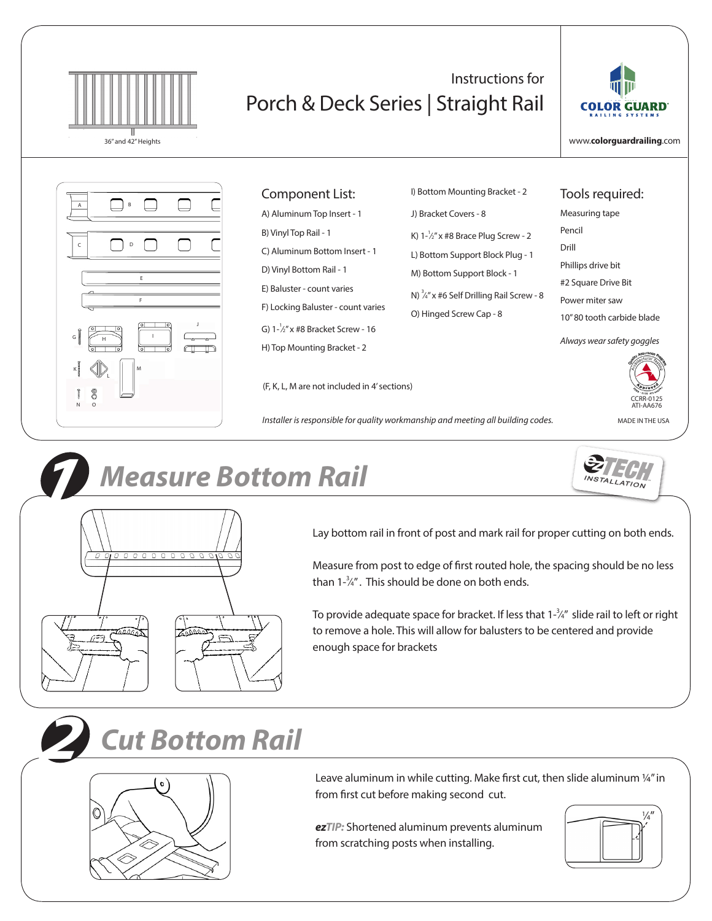36" and 42" Heights

# Instructions for Porch & Deck Series | Straight Rail

COLOR GUARD RAILING SYSTEMS

www.colorguardrailing.com

## Component List:

A) Aluminum Top Insert - 1
B) Vinyl Top Rail - 1
C) Aluminum Bottom Insert - 1
D) Vinyl Bottom Rail - 1
E) Baluster - count varies
F) Locking Baluster - count varies
G) 1-½" x #8 Bracket Screw - 16
H) Top Mounting Bracket - 2
I) Bottom Mounting Bracket - 2
J) Bracket Covers - 8
K) 1-½" x #8 Brace Plug Screw - 2
L) Bottom Support Block Plug - 1
M) Bottom Support Block - 1
N) ¾" x #6 Self Drilling Rail Screw - 8
O) Hinged Screw Cap - 8

(F, K, L, M are not included in 4' sections)

## Tools required:

Measuring tape
Pencil
Drill
Phillips drive bit
#2 Square Drive Bit
Power miter saw
10" 80 tooth carbide blade

*Always wear safety goggles*

CCRR-0125
ATI-AA676

*Installer is responsible for quality workmanship and meeting all building codes.*

MADE IN THE USA

## 1 Measure Bottom Rail

ezTECH INSTALLATION

Lay bottom rail in front of post and mark rail for proper cutting on both ends.

Measure from post to edge of first routed hole, the spacing should be no less than 1-¾". This should be done on both ends.

To provide adequate space for bracket. If less that 1-¾" slide rail to left or right to remove a hole. This will allow for balusters to be centered and provide enough space for brackets

## 2 Cut Bottom Rail

Leave aluminum in while cutting. Make first cut, then slide aluminum ¼" in from first cut before making second cut.

***ezTIP:*** Shortened aluminum prevents aluminum from scratching posts when installing.

¼"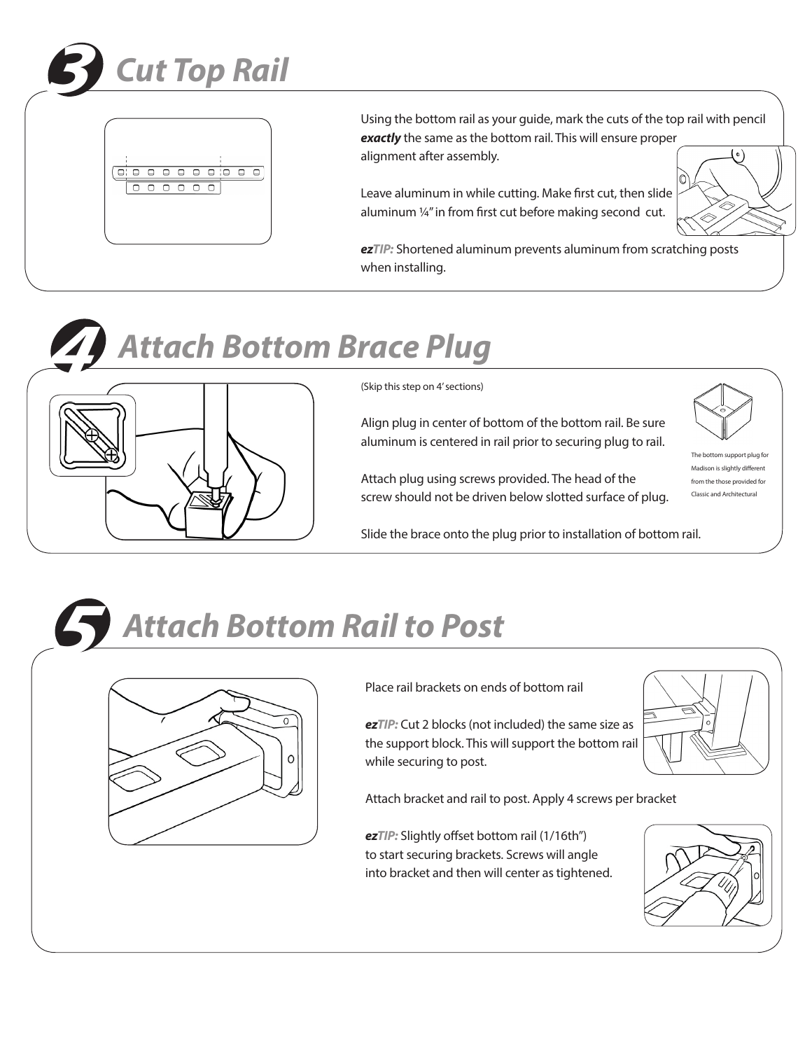## 3 Cut Top Rail

Using the bottom rail as your guide, mark the cuts of the top rail with pencil ***exactly*** the same as the bottom rail. This will ensure proper alignment after assembly.

Leave aluminum in while cutting. Make first cut, then slide aluminum ¼" in from first cut before making second cut.

***ezTIP:*** Shortened aluminum prevents aluminum from scratching posts when installing.

## 4 Attach Bottom Brace Plug

(Skip this step on 4' sections)

Align plug in center of bottom of the bottom rail. Be sure aluminum is centered in rail prior to securing plug to rail.

Attach plug using screws provided. The head of the screw should not be driven below slotted surface of plug.

The bottom support plug for Madison is slightly different from the those provided for Classic and Architectural

Slide the brace onto the plug prior to installation of bottom rail.

## 5 Attach Bottom Rail to Post

Place rail brackets on ends of bottom rail

***ezTIP:*** Cut 2 blocks (not included) the same size as the support block. This will support the bottom rail while securing to post.

Attach bracket and rail to post. Apply 4 screws per bracket

***ezTIP:*** Slightly offset bottom rail (1/16th") to start securing brackets. Screws will angle into bracket and then will center as tightened.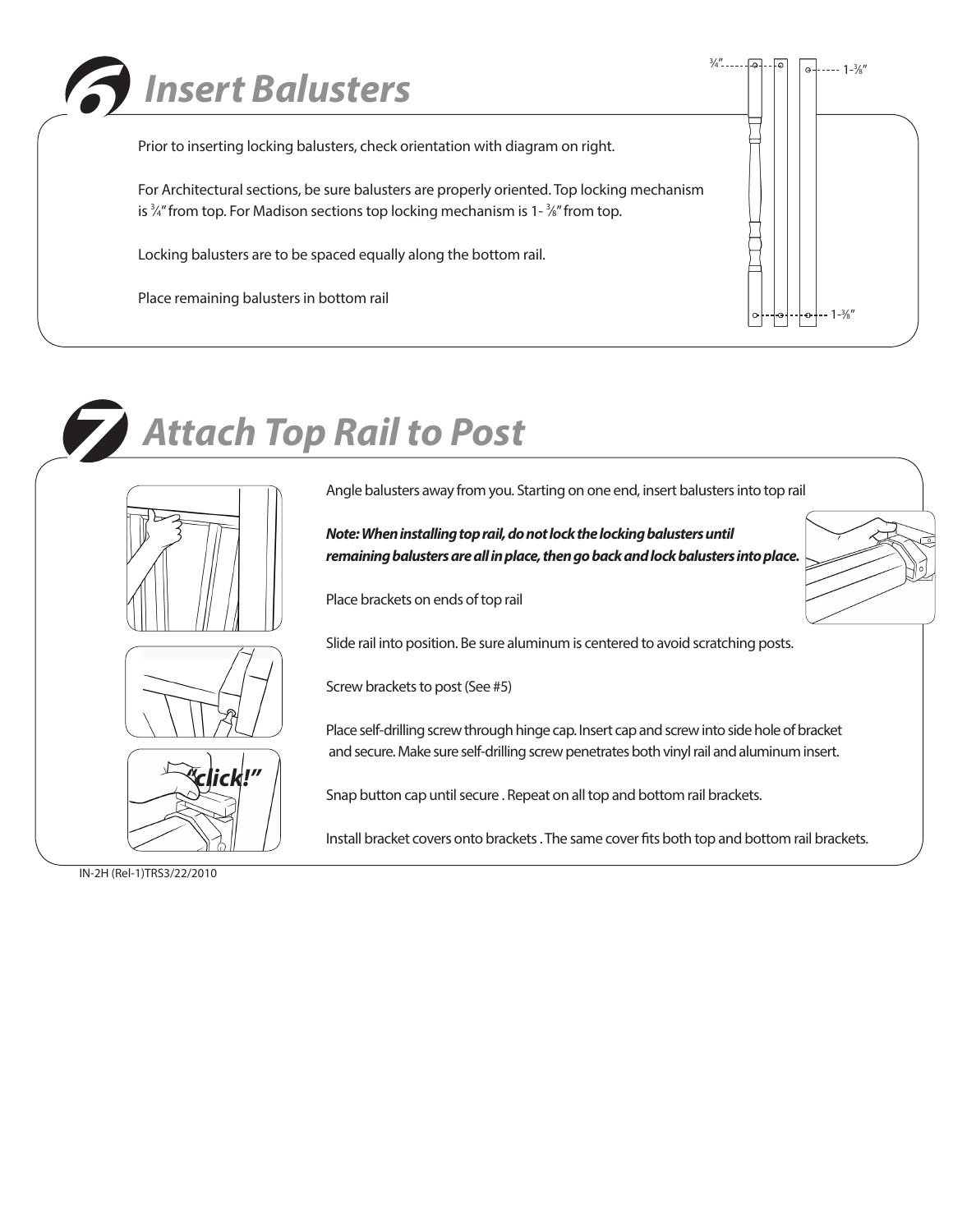# 6 Insert Balusters

Prior to inserting locking balusters, check orientation with diagram on right.

For Architectural sections, be sure balusters are properly oriented. Top locking mechanism is ¾" from top. For Madison sections top locking mechanism is 1-⅜" from top.

Locking balusters are to be spaced equally along the bottom rail.

Place remaining balusters in bottom rail

¾"

1-⅜"

1-⅜"

# 7 Attach Top Rail to Post

Angle balusters away from you. Starting on one end, insert balusters into top rail

***Note: When installing top rail, do not lock the locking balusters until remaining balusters are all in place, then go back and lock balusters into place.***

Place brackets on ends of top rail

Slide rail into position. Be sure aluminum is centered to avoid scratching posts.

Screw brackets to post (See #5)

Place self-drilling screw through hinge cap. Insert cap and screw into side hole of bracket and secure. Make sure self-drilling screw penetrates both vinyl rail and aluminum insert.

Snap button cap until secure . Repeat on all top and bottom rail brackets.

Install bracket covers onto brackets . The same cover fits both top and bottom rail brackets.

"click!"

IN-2H (Rel-1)TRS3/22/2010